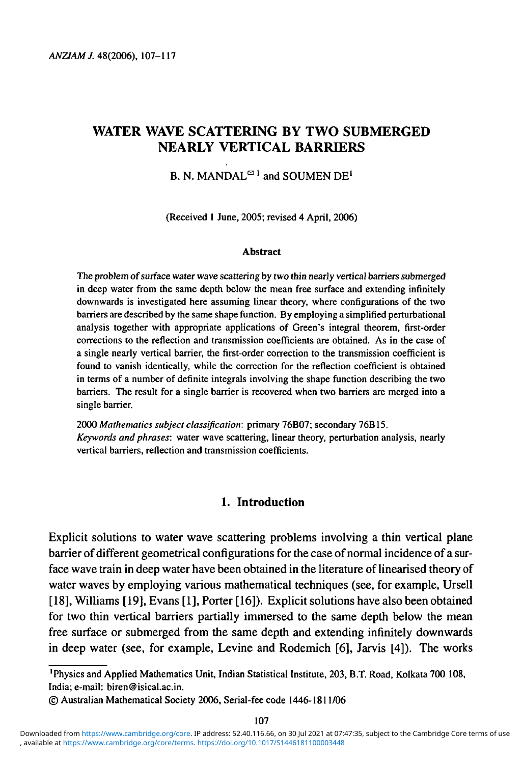# WATER WAVE SCATTERING BY TWO SUBMERGED NEARLY VERTICAL BARRIERS

B. N. MANDAL[✉ 1] and SOUMEN DE[1]

(Received 1 June, 2005; revised 4 April, 2006)

### Abstract

*The problem of surface water wave scattering by two thin nearly vertical barriers submerged in deep water from the same depth below the mean free surface and extending infinitely downwards is investigated here assuming linear theory, where configurations of the two barriers are described by the same shape function. By employing a simplified perturbational analysis together with appropriate applications of Green's integral theorem, first-order corrections to the reflection and transmission coefficients are obtained. As in the case of a single nearly vertical barrier, the first-order correction to the transmission coefficient is found to vanish identically, while the correction for the reflection coefficient is obtained in terms of a number of definite integrals involving the shape function describing the two barriers. The result for a single barrier is recovered when two barriers are merged into a single barrier.*

2000 *Mathematics subject classification*: primary 76B07; secondary 76B15.
*Keywords and phrases*: water wave scattering, linear theory, perturbation analysis, nearly vertical barriers, reflection and transmission coefficients.

## 1. Introduction

Explicit solutions to water wave scattering problems involving a thin vertical plane barrier of different geometrical configurations for the case of normal incidence of a surface wave train in deep water have been obtained in the literature of linearised theory of water waves by employing various mathematical techniques (see, for example, Ursell [18], Williams [19], Evans [1], Porter [16]). Explicit solutions have also been obtained for two thin vertical barriers partially immersed to the same depth below the mean free surface or submerged from the same depth and extending infinitely downwards in deep water (see, for example, Levine and Rodemich [6], Jarvis [4]). The works

[1]Physics and Applied Mathematics Unit, Indian Statistical Institute, 203, B.T. Road, Kolkata 700 108, India; e-mail: biren@isical.ac.in.

© Australian Mathematical Society 2006, Serial-fee code 1446-1811/06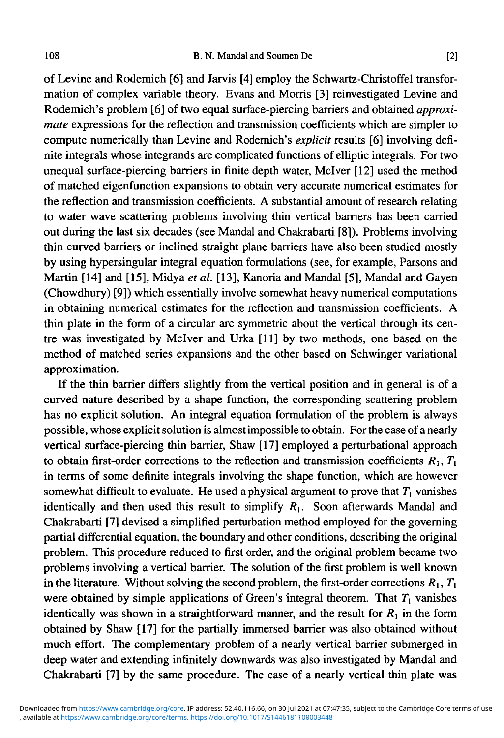of Levine and Rodemich [6] and Jarvis [4] employ the Schwartz-Christoffel transformation of complex variable theory. Evans and Morris [3] reinvestigated Levine and Rodemich's problem [6] of two equal surface-piercing barriers and obtained *approximate* expressions for the reflection and transmission coefficients which are simpler to compute numerically than Levine and Rodemich's *explicit* results [6] involving definite integrals whose integrands are complicated functions of elliptic integrals. For two unequal surface-piercing barriers in finite depth water, McIver [12] used the method of matched eigenfunction expansions to obtain very accurate numerical estimates for the reflection and transmission coefficients. A substantial amount of research relating to water wave scattering problems involving thin vertical barriers has been carried out during the last six decades (see Mandal and Chakrabarti [8]). Problems involving thin curved barriers or inclined straight plane barriers have also been studied mostly by using hypersingular integral equation formulations (see, for example, Parsons and Martin [14] and [15], Midya *et al.* [13], Kanoria and Mandal [5], Mandal and Gayen (Chowdhury) [9]) which essentially involve somewhat heavy numerical computations in obtaining numerical estimates for the reflection and transmission coefficients. A thin plate in the form of a circular arc symmetric about the vertical through its centre was investigated by McIver and Urka [11] by two methods, one based on the method of matched series expansions and the other based on Schwinger variational approximation.

If the thin barrier differs slightly from the vertical position and in general is of a curved nature described by a shape function, the corresponding scattering problem has no explicit solution. An integral equation formulation of the problem is always possible, whose explicit solution is almost impossible to obtain. For the case of a nearly vertical surface-piercing thin barrier, Shaw [17] employed a perturbational approach to obtain first-order corrections to the reflection and transmission coefficients $R_1$, $T_1$ in terms of some definite integrals involving the shape function, which are however somewhat difficult to evaluate. He used a physical argument to prove that $T_1$ vanishes identically and then used this result to simplify $R_1$. Soon afterwards Mandal and Chakrabarti [7] devised a simplified perturbation method employed for the governing partial differential equation, the boundary and other conditions, describing the original problem. This procedure reduced to first order, and the original problem became two problems involving a vertical barrier. The solution of the first problem is well known in the literature. Without solving the second problem, the first-order corrections $R_1$, $T_1$ were obtained by simple applications of Green's integral theorem. That $T_1$ vanishes identically was shown in a straightforward manner, and the result for $R_1$ in the form obtained by Shaw [17] for the partially immersed barrier was also obtained without much effort. The complementary problem of a nearly vertical barrier submerged in deep water and extending infinitely downwards was also investigated by Mandal and Chakrabarti [7] by the same procedure. The case of a nearly vertical thin plate was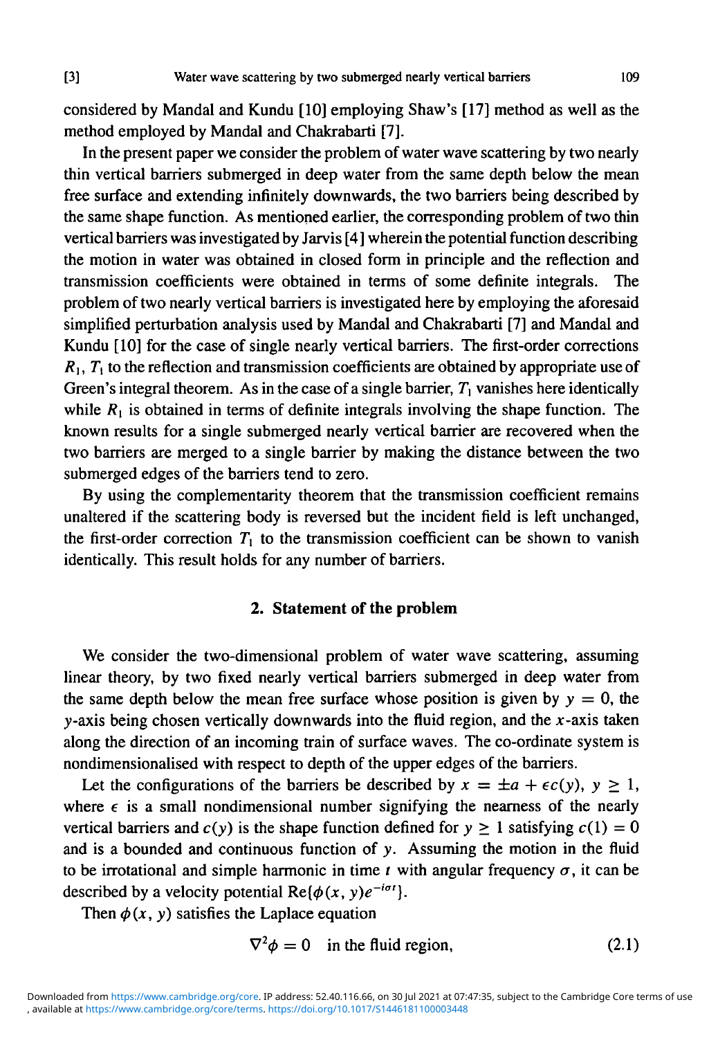considered by Mandal and Kundu [10] employing Shaw's [17] method as well as the method employed by Mandal and Chakrabarti [7].

In the present paper we consider the problem of water wave scattering by two nearly thin vertical barriers submerged in deep water from the same depth below the mean free surface and extending infinitely downwards, the two barriers being described by the same shape function. As mentioned earlier, the corresponding problem of two thin vertical barriers was investigated by Jarvis [4] wherein the potential function describing the motion in water was obtained in closed form in principle and the reflection and transmission coefficients were obtained in terms of some definite integrals. The problem of two nearly vertical barriers is investigated here by employing the aforesaid simplified perturbation analysis used by Mandal and Chakrabarti [7] and Mandal and Kundu [10] for the case of single nearly vertical barriers. The first-order corrections $R_1$, $T_1$ to the reflection and transmission coefficients are obtained by appropriate use of Green's integral theorem. As in the case of a single barrier, $T_1$ vanishes here identically while $R_1$ is obtained in terms of definite integrals involving the shape function. The known results for a single submerged nearly vertical barrier are recovered when the two barriers are merged to a single barrier by making the distance between the two submerged edges of the barriers tend to zero.

By using the complementarity theorem that the transmission coefficient remains unaltered if the scattering body is reversed but the incident field is left unchanged, the first-order correction $T_1$ to the transmission coefficient can be shown to vanish identically. This result holds for any number of barriers.

## 2. Statement of the problem

We consider the two-dimensional problem of water wave scattering, assuming linear theory, by two fixed nearly vertical barriers submerged in deep water from the same depth below the mean free surface whose position is given by $y = 0$, the $y$-axis being chosen vertically downwards into the fluid region, and the $x$-axis taken along the direction of an incoming train of surface waves. The co-ordinate system is nondimensionalised with respect to depth of the upper edges of the barriers.

Let the configurations of the barriers be described by $x = \pm a + \epsilon c(y)$, $y \geq 1$, where $\epsilon$ is a small nondimensional number signifying the nearness of the nearly vertical barriers and $c(y)$ is the shape function defined for $y \geq 1$ satisfying $c(1) = 0$ and is a bounded and continuous function of $y$. Assuming the motion in the fluid to be irrotational and simple harmonic in time $t$ with angular frequency $\sigma$, it can be described by a velocity potential $\text{Re}\{\phi(x, y)e^{-i\sigma t}\}$.

Then $\phi(x, y)$ satisfies the Laplace equation

$$\nabla^2\phi = 0 \quad \text{in the fluid region,} \tag{2.1}$$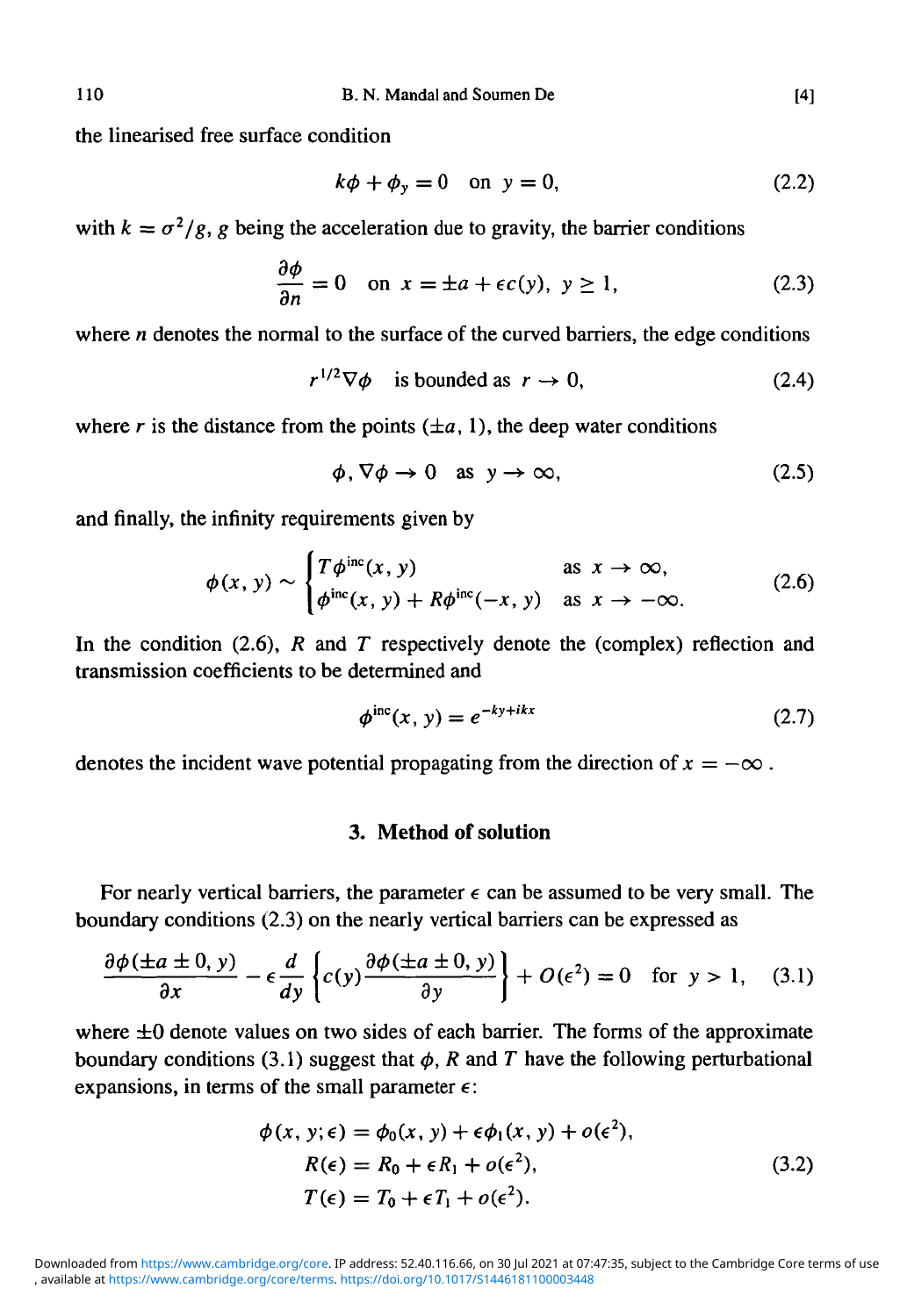the linearised free surface condition

$$k\phi + \phi_y = 0 \quad \text{on } y = 0, \tag{2.2}$$

with $k = \sigma^2/g$, $g$ being the acceleration due to gravity, the barrier conditions

$$\frac{\partial \phi}{\partial n} = 0 \quad \text{on } x = \pm a + \epsilon c(y),\ y \geq 1, \tag{2.3}$$

where $n$ denotes the normal to the surface of the curved barriers, the edge conditions

$$r^{1/2}\nabla\phi \quad \text{is bounded as } r \to 0, \tag{2.4}$$

where $r$ is the distance from the points $(\pm a, 1)$, the deep water conditions

$$\phi, \nabla\phi \to 0 \quad \text{as } y \to \infty, \tag{2.5}$$

and finally, the infinity requirements given by

$$\phi(x, y) \sim \begin{cases} T\phi^{\text{inc}}(x, y) & \text{as } x \to \infty, \\ \phi^{\text{inc}}(x, y) + R\phi^{\text{inc}}(-x, y) & \text{as } x \to -\infty. \end{cases} \tag{2.6}$$

In the condition (2.6), $R$ and $T$ respectively denote the (complex) reflection and transmission coefficients to be determined and

$$\phi^{\text{inc}}(x, y) = e^{-ky+ikx} \tag{2.7}$$

denotes the incident wave potential propagating from the direction of $x = -\infty$ .

## 3. Method of solution

For nearly vertical barriers, the parameter $\epsilon$ can be assumed to be very small. The boundary conditions (2.3) on the nearly vertical barriers can be expressed as

$$\frac{\partial \phi(\pm a \pm 0, y)}{\partial x} - \epsilon \frac{d}{dy}\left\{c(y)\frac{\partial \phi(\pm a \pm 0, y)}{\partial y}\right\} + O(\epsilon^2) = 0 \quad \text{for } y > 1, \tag{3.1}$$

where $\pm 0$ denote values on two sides of each barrier. The forms of the approximate boundary conditions (3.1) suggest that $\phi$, $R$ and $T$ have the following perturbational expansions, in terms of the small parameter $\epsilon$:

$$\begin{aligned} \phi(x, y; \epsilon) &= \phi_0(x, y) + \epsilon\phi_1(x, y) + o(\epsilon^2), \\ R(\epsilon) &= R_0 + \epsilon R_1 + o(\epsilon^2), \\ T(\epsilon) &= T_0 + \epsilon T_1 + o(\epsilon^2). \end{aligned} \tag{3.2}$$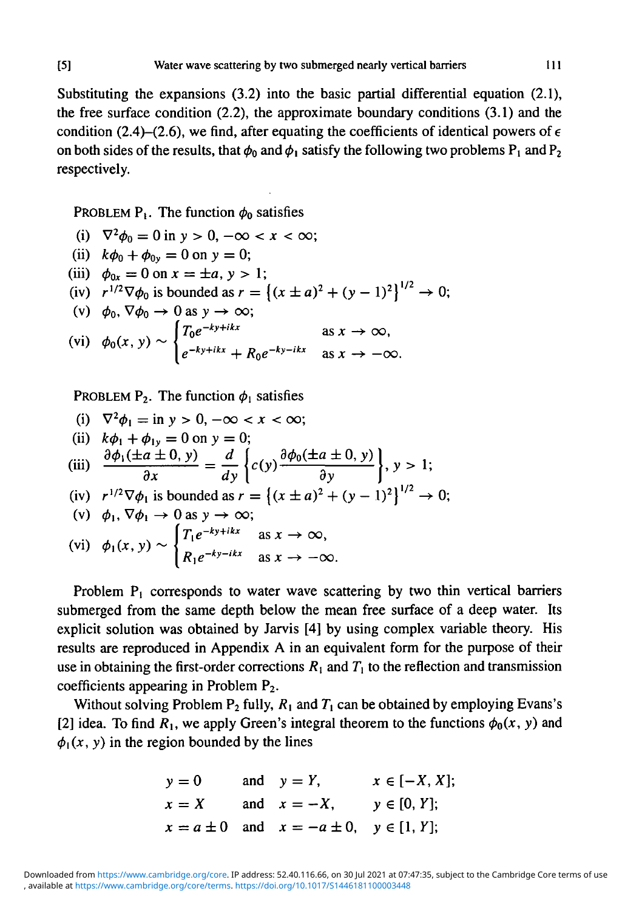Substituting the expansions (3.2) into the basic partial differential equation (2.1), the free surface condition (2.2), the approximate boundary conditions (3.1) and the condition (2.4)–(2.6), we find, after equating the coefficients of identical powers of $\epsilon$ on both sides of the results, that $\phi_0$ and $\phi_1$ satisfy the following two problems $\mathrm{P}_1$ and $\mathrm{P}_2$ respectively.

PROBLEM $\mathrm{P}_1$. The function $\phi_0$ satisfies

(i) $\nabla^2\phi_0 = 0$ in $y > 0$, $-\infty < x < \infty$;

(ii) $k\phi_0 + \phi_{0y} = 0$ on $y = 0$;

(iii) $\phi_{0x} = 0$ on $x = \pm a$, $y > 1$;

(iv) $r^{1/2}\nabla\phi_0$ is bounded as $r = \left\{(x \pm a)^2 + (y-1)^2\right\}^{1/2} \to 0$;

(v) $\phi_0, \nabla\phi_0 \to 0$ as $y \to \infty$;

(vi) $$\phi_0(x, y) \sim \begin{cases} T_0 e^{-ky+ikx} & \text{as } x \to \infty, \\ e^{-ky+ikx} + R_0 e^{-ky-ikx} & \text{as } x \to -\infty. \end{cases}$$

PROBLEM $\mathrm{P}_2$. The function $\phi_1$ satisfies

(i) $\nabla^2\phi_1 = $ in $y > 0$, $-\infty < x < \infty$;

(ii) $k\phi_1 + \phi_{1y} = 0$ on $y = 0$;

(iii) $$\frac{\partial\phi_1(\pm a \pm 0, y)}{\partial x} = \frac{d}{dy}\left\{c(y)\frac{\partial\phi_0(\pm a \pm 0, y)}{\partial y}\right\}, \; y > 1;$$

(iv) $r^{1/2}\nabla\phi_1$ is bounded as $r = \left\{(x \pm a)^2 + (y-1)^2\right\}^{1/2} \to 0$;

(v) $\phi_1, \nabla\phi_1 \to 0$ as $y \to \infty$;

(vi) $$\phi_1(x, y) \sim \begin{cases} T_1 e^{-ky+ikx} & \text{as } x \to \infty, \\ R_1 e^{-ky-ikx} & \text{as } x \to -\infty. \end{cases}$$

Problem $\mathrm{P}_1$ corresponds to water wave scattering by two thin vertical barriers submerged from the same depth below the mean free surface of a deep water. Its explicit solution was obtained by Jarvis [4] by using complex variable theory. His results are reproduced in Appendix A in an equivalent form for the purpose of their use in obtaining the first-order corrections $R_1$ and $T_1$ to the reflection and transmission coefficients appearing in Problem $\mathrm{P}_2$.

Without solving Problem $\mathrm{P}_2$ fully, $R_1$ and $T_1$ can be obtained by employing Evans's [2] idea. To find $R_1$, we apply Green's integral theorem to the functions $\phi_0(x, y)$ and $\phi_1(x, y)$ in the region bounded by the lines

$$\begin{aligned} &y = 0 \quad \text{and} \quad y = Y, \qquad x \in [-X, X]; \\ &x = X \quad \text{and} \quad x = -X, \qquad y \in [0, Y]; \\ &x = a \pm 0 \quad \text{and} \quad x = -a \pm 0, \quad y \in [1, Y]; \end{aligned}$$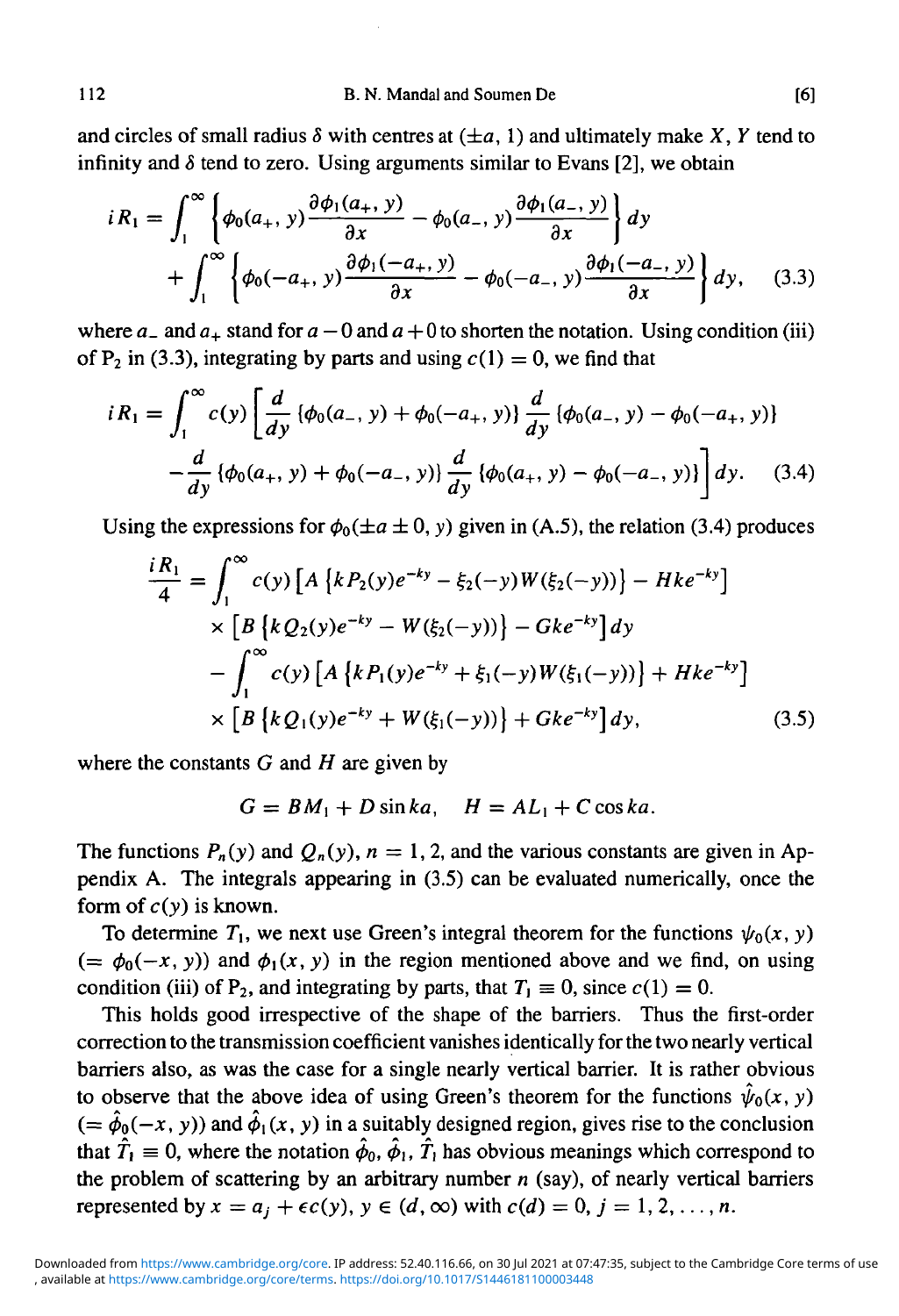and circles of small radius $\delta$ with centres at $(\pm a, 1)$ and ultimately make $X$, $Y$ tend to infinity and $\delta$ tend to zero. Using arguments similar to Evans [2], we obtain

$$iR_1 = \int_1^\infty \left\{ \phi_0(a_+, y)\frac{\partial \phi_1(a_+, y)}{\partial x} - \phi_0(a_-, y)\frac{\partial \phi_1(a_-, y)}{\partial x} \right\} dy + \int_1^\infty \left\{ \phi_0(-a_+, y)\frac{\partial \phi_1(-a_+, y)}{\partial x} - \phi_0(-a_-, y)\frac{\partial \phi_1(-a_-, y)}{\partial x} \right\} dy, \quad (3.3)$$

where $a_-$ and $a_+$ stand for $a - 0$ and $a + 0$ to shorten the notation. Using condition (iii) of $\mathrm{P}_2$ in (3.3), integrating by parts and using $c(1) = 0$, we find that

$$iR_1 = \int_1^\infty c(y) \left[ \frac{d}{dy}\{\phi_0(a_-, y) + \phi_0(-a_+, y)\} \frac{d}{dy}\{\phi_0(a_-, y) - \phi_0(-a_+, y)\} - \frac{d}{dy}\{\phi_0(a_+, y) + \phi_0(-a_-, y)\} \frac{d}{dy}\{\phi_0(a_+, y) - \phi_0(-a_-, y)\} \right] dy. \quad (3.4)$$

Using the expressions for $\phi_0(\pm a \pm 0, y)$ given in (A.5), the relation (3.4) produces

$$\begin{aligned} \frac{iR_1}{4} = &\int_1^\infty c(y) \left[ A\left\{kP_2(y)e^{-ky} - \xi_2(-y)W(\xi_2(-y))\right\} - Hke^{-ky} \right] \\ &\times \left[ B\left\{kQ_2(y)e^{-ky} - W(\xi_2(-y))\right\} - Gke^{-ky} \right] dy \\ &- \int_1^\infty c(y) \left[ A\left\{kP_1(y)e^{-ky} + \xi_1(-y)W(\xi_1(-y))\right\} + Hke^{-ky} \right] \\ &\times \left[ B\left\{kQ_1(y)e^{-ky} + W(\xi_1(-y))\right\} + Gke^{-ky} \right] dy, \end{aligned} \quad (3.5)$$

where the constants $G$ and $H$ are given by

$$G = BM_1 + D\sin ka, \quad H = AL_1 + C\cos ka.$$

The functions $P_n(y)$ and $Q_n(y)$, $n = 1, 2$, and the various constants are given in Appendix A. The integrals appearing in (3.5) can be evaluated numerically, once the form of $c(y)$ is known.

To determine $T_1$, we next use Green's integral theorem for the functions $\psi_0(x, y)$ $(= \phi_0(-x, y))$ and $\phi_1(x, y)$ in the region mentioned above and we find, on using condition (iii) of $\mathrm{P}_2$, and integrating by parts, that $T_1 \equiv 0$, since $c(1) = 0$.

This holds good irrespective of the shape of the barriers. Thus the first-order correction to the transmission coefficient vanishes identically for the two nearly vertical barriers also, as was the case for a single nearly vertical barrier. It is rather obvious to observe that the above idea of using Green's theorem for the functions $\hat{\psi}_0(x, y)$ $(= \hat{\phi}_0(-x, y))$ and $\hat{\phi}_1(x, y)$ in a suitably designed region, gives rise to the conclusion that $\hat{T}_1 \equiv 0$, where the notation $\hat{\phi}_0$, $\hat{\phi}_1$, $\hat{T}_1$ has obvious meanings which correspond to the problem of scattering by an arbitrary number $n$ (say), of nearly vertical barriers represented by $x = a_j + \epsilon c(y)$, $y \in (d, \infty)$ with $c(d) = 0$, $j = 1, 2, \ldots, n$.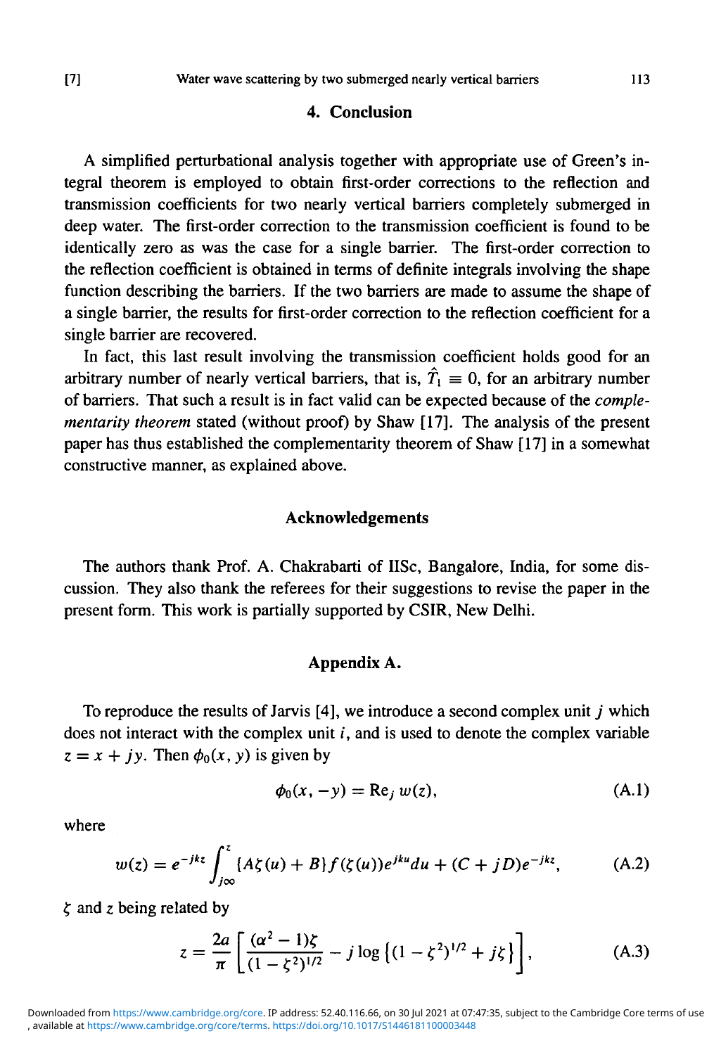## 4. Conclusion

A simplified perturbational analysis together with appropriate use of Green's integral theorem is employed to obtain first-order corrections to the reflection and transmission coefficients for two nearly vertical barriers completely submerged in deep water. The first-order correction to the transmission coefficient is found to be identically zero as was the case for a single barrier. The first-order correction to the reflection coefficient is obtained in terms of definite integrals involving the shape function describing the barriers. If the two barriers are made to assume the shape of a single barrier, the results for first-order correction to the reflection coefficient for a single barrier are recovered.

In fact, this last result involving the transmission coefficient holds good for an arbitrary number of nearly vertical barriers, that is, $\hat{T}_1 \equiv 0$, for an arbitrary number of barriers. That such a result is in fact valid can be expected because of the *complementarity theorem* stated (without proof) by Shaw [17]. The analysis of the present paper has thus established the complementarity theorem of Shaw [17] in a somewhat constructive manner, as explained above.

## Acknowledgements

The authors thank Prof. A. Chakrabarti of IISc, Bangalore, India, for some discussion. They also thank the referees for their suggestions to revise the paper in the present form. This work is partially supported by CSIR, New Delhi.

## Appendix A.

To reproduce the results of Jarvis [4], we introduce a second complex unit $j$ which does not interact with the complex unit $i$, and is used to denote the complex variable $z = x + jy$. Then $\phi_0(x, y)$ is given by

$$\phi_0(x, -y) = \mathrm{Re}_j\, w(z), \tag{A.1}$$

where

$$w(z) = e^{-jkz} \int_{j\infty}^{z} \{A\zeta(u) + B\} f(\zeta(u)) e^{jku} du + (C + jD)e^{-jkz}, \tag{A.2}$$

$\zeta$ and $z$ being related by

$$z = \frac{2a}{\pi} \left[ \frac{(\alpha^2 - 1)\zeta}{(1 - \zeta^2)^{1/2}} - j \log \left\{ (1 - \zeta^2)^{1/2} + j\zeta \right\} \right], \tag{A.3}$$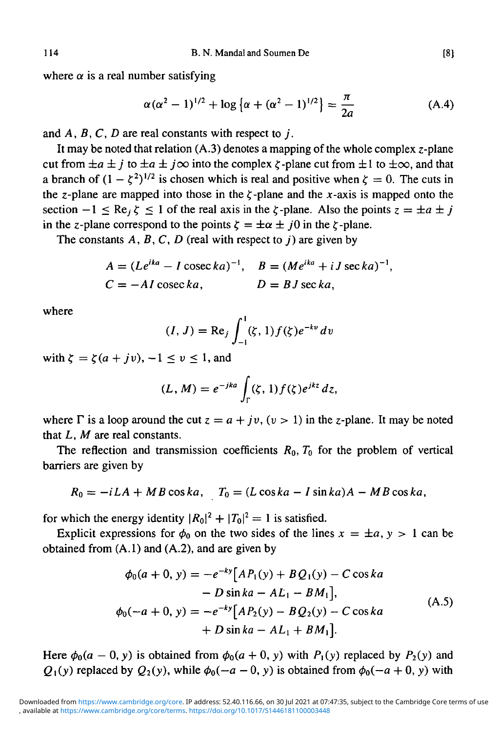where $\alpha$ is a real number satisfying

$$\alpha(\alpha^2 - 1)^{1/2} + \log\{\alpha + (\alpha^2 - 1)^{1/2}\} = \frac{\pi}{2a} \tag{A.4}$$

and $A$, $B$, $C$, $D$ are real constants with respect to $j$.

It may be noted that relation (A.3) denotes a mapping of the whole complex $z$-plane cut from $\pm a \pm j$ to $\pm a \pm j\infty$ into the complex $\zeta$-plane cut from $\pm 1$ to $\pm\infty$, and that a branch of $(1 - \zeta^2)^{1/2}$ is chosen which is real and positive when $\zeta = 0$. The cuts in the $z$-plane are mapped into those in the $\zeta$-plane and the $x$-axis is mapped onto the section $-1 \le \mathrm{Re}_j\,\zeta \le 1$ of the real axis in the $\zeta$-plane. Also the points $z = \pm a \pm j$ in the $z$-plane correspond to the points $\zeta = \pm\alpha \pm j0$ in the $\zeta$-plane.

The constants $A$, $B$, $C$, $D$ (real with respect to $j$) are given by

$$A = (Le^{ika} - I\operatorname{cosec} ka)^{-1}, \quad B = (Me^{ika} + iJ\sec ka)^{-1},$$
$$C = -AI\operatorname{cosec} ka, \qquad D = BJ\sec ka,$$

where

$$(I, J) = \mathrm{Re}_j \int_{-1}^{1} (\zeta, 1) f(\zeta) e^{-kv}\, dv$$

with $\zeta = \zeta(a + jv)$, $-1 \le v \le 1$, and

$$(L, M) = e^{-jka} \int_{\Gamma} (\zeta, 1) f(\zeta) e^{jkz}\, dz,$$

where $\Gamma$ is a loop around the cut $z = a + jv$, $(v > 1)$ in the $z$-plane. It may be noted that $L$, $M$ are real constants.

The reflection and transmission coefficients $R_0$, $T_0$ for the problem of vertical barriers are given by

$$R_0 = -iLA + MB\cos ka, \quad T_0 = (L\cos ka - I\sin ka)A - MB\cos ka,$$

for which the energy identity $|R_0|^2 + |T_0|^2 = 1$ is satisfied.

Explicit expressions for $\phi_0$ on the two sides of the lines $x = \pm a$, $y > 1$ can be obtained from (A.1) and (A.2), and are given by

$$\begin{aligned}
\phi_0(a + 0, y) = -e^{-ky}\big[&AP_1(y) + BQ_1(y) - C\cos ka \\
&- D\sin ka - AL_1 - BM_1\big], \\
\phi_0(-a + 0, y) = -e^{-ky}\big[&AP_2(y) - BQ_2(y) - C\cos ka \\
&+ D\sin ka - AL_1 + BM_1\big].
\end{aligned} \tag{A.5}$$

Here $\phi_0(a - 0, y)$ is obtained from $\phi_0(a + 0, y)$ with $P_1(y)$ replaced by $P_2(y)$ and $Q_1(y)$ replaced by $Q_2(y)$, while $\phi_0(-a - 0, y)$ is obtained from $\phi_0(-a + 0, y)$ with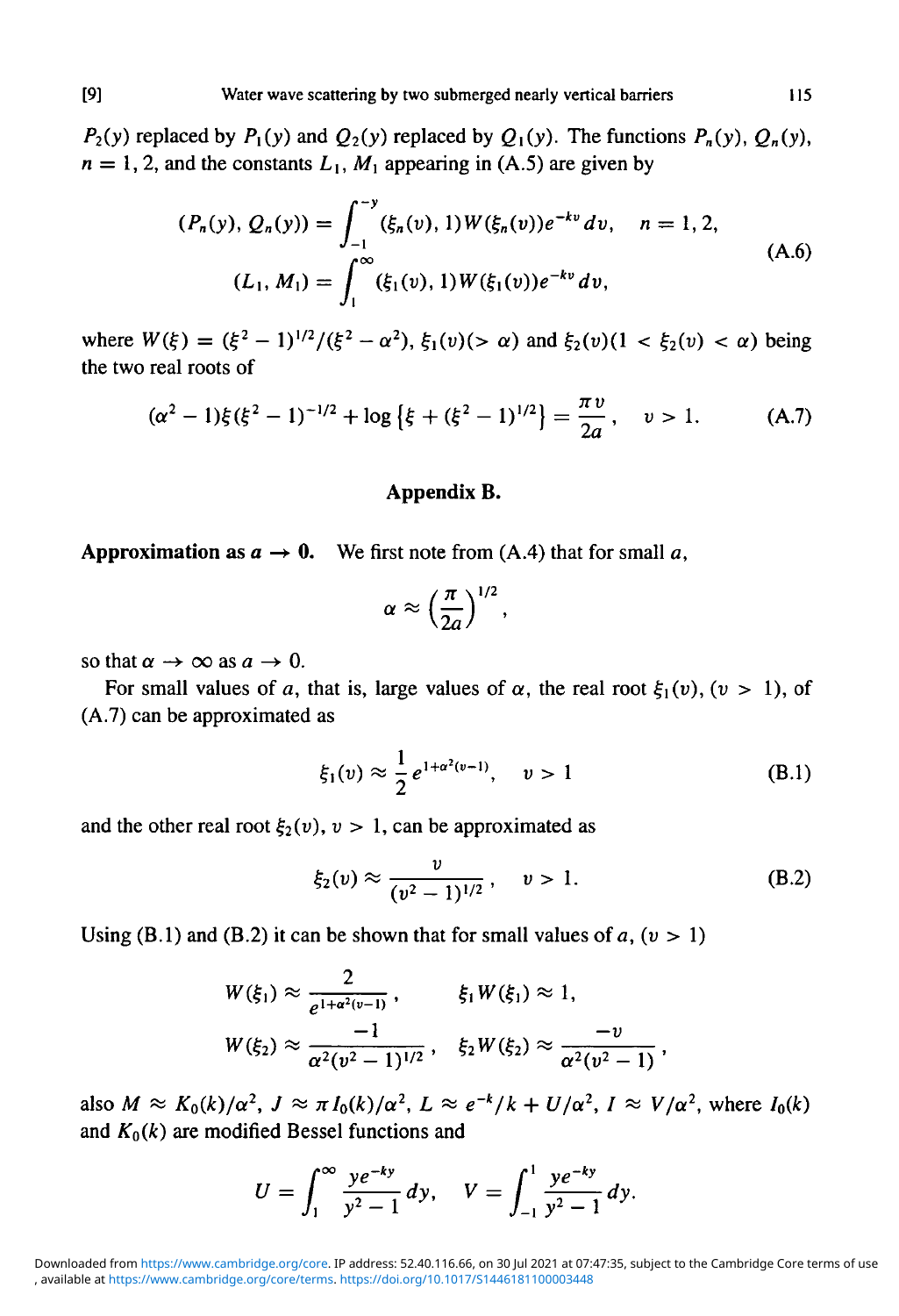$P_2(y)$ replaced by $P_1(y)$ and $Q_2(y)$ replaced by $Q_1(y)$. The functions $P_n(y)$, $Q_n(y)$, $n = 1, 2$, and the constants $L_1$, $M_1$ appearing in (A.5) are given by

$$
\begin{aligned}
(P_n(y), Q_n(y)) &= \int_{-1}^{-y} (\xi_n(v), 1) W(\xi_n(v)) e^{-kv}\, dv, \quad n = 1, 2, \\
(L_1, M_1) &= \int_{1}^{\infty} (\xi_1(v), 1) W(\xi_1(v)) e^{-kv}\, dv,
\end{aligned}
\tag{A.6}
$$

where $W(\xi) = (\xi^2 - 1)^{1/2}/(\xi^2 - \alpha^2)$, $\xi_1(v)(> \alpha)$ and $\xi_2(v)(1 < \xi_2(v) < \alpha)$ being the two real roots of

$$
(\alpha^2 - 1)\xi(\xi^2 - 1)^{-1/2} + \log\left\{\xi + (\xi^2 - 1)^{1/2}\right\} = \frac{\pi v}{2a}, \quad v > 1. \tag{A.7}
$$

## Appendix B.

**Approximation as $a \to 0$.** We first note from (A.4) that for small $a$,

$$
\alpha \approx \left(\frac{\pi}{2a}\right)^{1/2},
$$

so that $\alpha \to \infty$ as $a \to 0$.

For small values of $a$, that is, large values of $\alpha$, the real root $\xi_1(v)$, $(v > 1)$, of (A.7) can be approximated as

$$
\xi_1(v) \approx \frac{1}{2} e^{1 + \alpha^2(v-1)}, \quad v > 1 \tag{B.1}
$$

and the other real root $\xi_2(v)$, $v > 1$, can be approximated as

$$
\xi_2(v) \approx \frac{v}{(v^2 - 1)^{1/2}}, \quad v > 1. \tag{B.2}
$$

Using (B.1) and (B.2) it can be shown that for small values of $a$, $(v > 1)$

$$
\begin{aligned}
W(\xi_1) &\approx \frac{2}{e^{1+\alpha^2(v-1)}}, & \xi_1 W(\xi_1) &\approx 1, \\
W(\xi_2) &\approx \frac{-1}{\alpha^2 (v^2 - 1)^{1/2}}, & \xi_2 W(\xi_2) &\approx \frac{-v}{\alpha^2 (v^2 - 1)},
\end{aligned}
$$

also $M \approx K_0(k)/\alpha^2$, $J \approx \pi I_0(k)/\alpha^2$, $L \approx e^{-k}/k + U/\alpha^2$, $I \approx V/\alpha^2$, where $I_0(k)$ and $K_0(k)$ are modified Bessel functions and

$$
U = \int_1^{\infty} \frac{y e^{-ky}}{y^2 - 1}\, dy, \quad V = \int_{-1}^{1} \frac{y e^{-ky}}{y^2 - 1}\, dy.
$$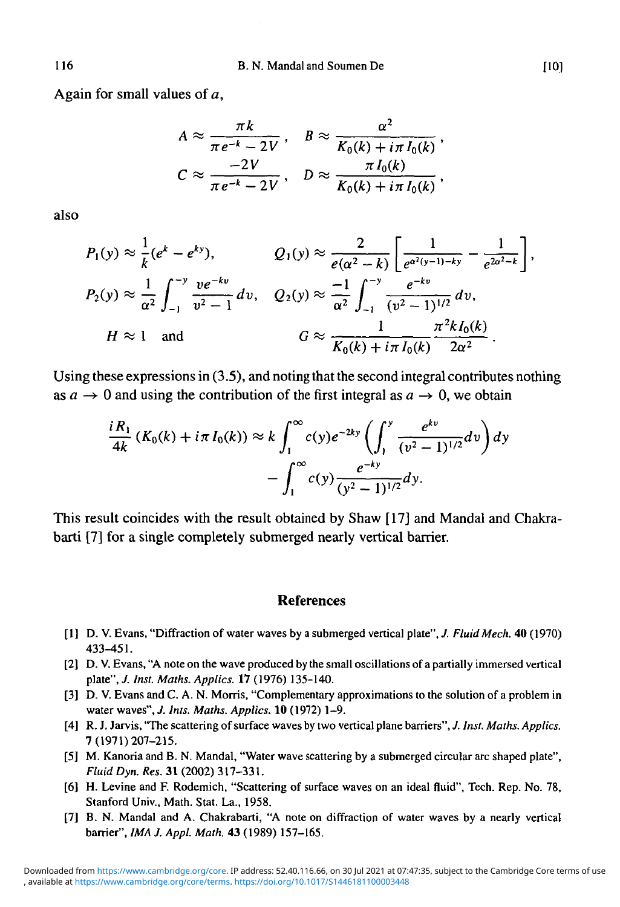Again for small values of $a$,

$$A \approx \frac{\pi k}{\pi e^{-k} - 2V}, \quad B \approx \frac{\alpha^2}{K_0(k) + i\pi I_0(k)},$$
$$C \approx \frac{-2V}{\pi e^{-k} - 2V}, \quad D \approx \frac{\pi I_0(k)}{K_0(k) + i\pi I_0(k)},$$

also

$$P_1(y) \approx \frac{1}{k}(e^k - e^{ky}), \qquad Q_1(y) \approx \frac{2}{e(\alpha^2 - k)}\left[\frac{1}{e^{\alpha^2(y-1)-ky}} - \frac{1}{e^{2\alpha^2 - k}}\right],$$
$$P_2(y) \approx \frac{1}{\alpha^2}\int_{-1}^{-y} \frac{v e^{-kv}}{v^2 - 1}\, dv, \quad Q_2(y) \approx \frac{-1}{\alpha^2}\int_{-1}^{-y} \frac{e^{-kv}}{(v^2 - 1)^{1/2}}\, dv,$$
$$H \approx 1 \quad \text{and} \qquad G \approx \frac{1}{K_0(k) + i\pi I_0(k)} \frac{\pi^2 k I_0(k)}{2\alpha^2}.$$

Using these expressions in (3.5), and noting that the second integral contributes nothing as $a \to 0$ and using the contribution of the first integral as $a \to 0$, we obtain

$$\frac{iR_1}{4k}(K_0(k) + i\pi I_0(k)) \approx k\int_1^\infty c(y)e^{-2ky}\left(\int_1^y \frac{e^{kv}}{(v^2 - 1)^{1/2}}dv\right)dy - \int_1^\infty c(y)\frac{e^{-ky}}{(y^2 - 1)^{1/2}}dy.$$

This result coincides with the result obtained by Shaw [17] and Mandal and Chakrabarti [7] for a single completely submerged nearly vertical barrier.

## References

[1] D. V. Evans, "Diffraction of water waves by a submerged vertical plate", *J. Fluid Mech.* **40** (1970) 433–451.

[2] D. V. Evans, "A note on the wave produced by the small oscillations of a partially immersed vertical plate", *J. Inst. Maths. Applics.* **17** (1976) 135–140.

[3] D. V. Evans and C. A. N. Morris, "Complementary approximations to the solution of a problem in water waves", *J. Ints. Maths. Applics.* **10** (1972) 1–9.

[4] R. J. Jarvis, "The scattering of surface waves by two vertical plane barriers", *J. Inst. Maths. Applics.* **7** (1971) 207–215.

[5] M. Kanoria and B. N. Mandal, "Water wave scattering by a submerged circular arc shaped plate", *Fluid Dyn. Res.* **31** (2002) 317–331.

[6] H. Levine and F. Rodemich, "Scattering of surface waves on an ideal fluid", Tech. Rep. No. 78, Stanford Univ., Math. Stat. La., 1958.

[7] B. N. Mandal and A. Chakrabarti, "A note on diffraction of water waves by a nearly vertical barrier", *IMA J. Appl. Math.* **43** (1989) 157–165.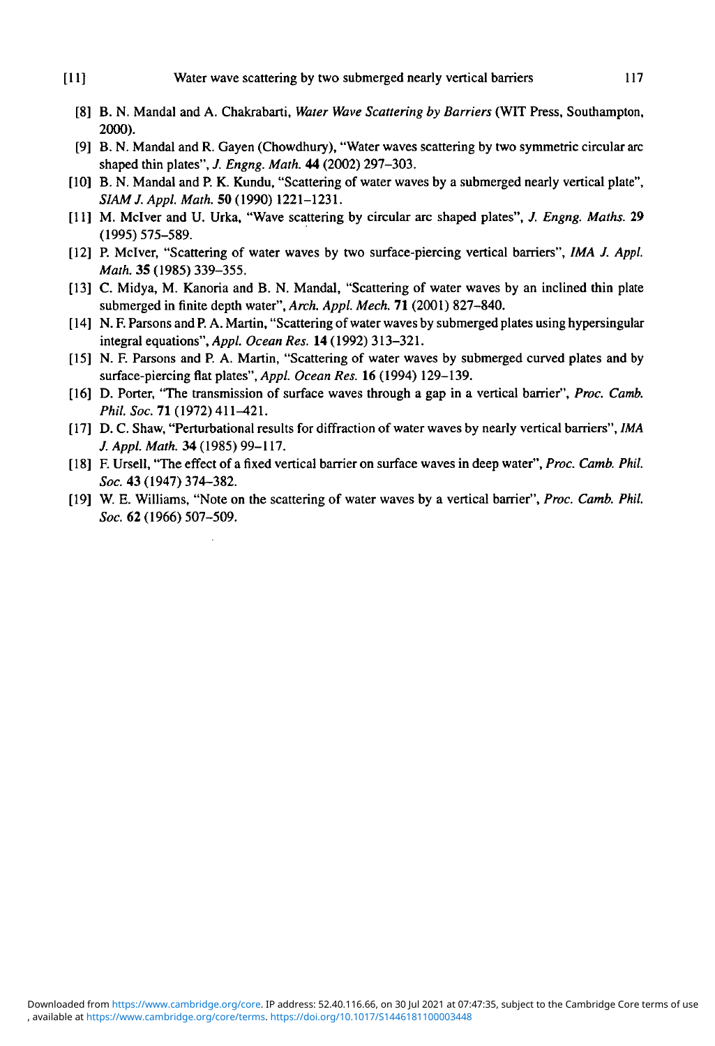[8] B. N. Mandal and A. Chakrabarti, *Water Wave Scattering by Barriers* (WIT Press, Southampton, 2000).

[9] B. N. Mandal and R. Gayen (Chowdhury), "Water waves scattering by two symmetric circular arc shaped thin plates", *J. Engng. Math.* **44** (2002) 297–303.

[10] B. N. Mandal and P. K. Kundu, "Scattering of water waves by a submerged nearly vertical plate", *SIAM J. Appl. Math.* **50** (1990) 1221–1231.

[11] M. McIver and U. Urka, "Wave scattering by circular arc shaped plates", *J. Engng. Maths.* **29** (1995) 575–589.

[12] P. McIver, "Scattering of water waves by two surface-piercing vertical barriers", *IMA J. Appl. Math.* **35** (1985) 339–355.

[13] C. Midya, M. Kanoria and B. N. Mandal, "Scattering of water waves by an inclined thin plate submerged in finite depth water", *Arch. Appl. Mech.* **71** (2001) 827–840.

[14] N. F. Parsons and P. A. Martin, "Scattering of water waves by submerged plates using hypersingular integral equations", *Appl. Ocean Res.* **14** (1992) 313–321.

[15] N. F. Parsons and P. A. Martin, "Scattering of water waves by submerged curved plates and by surface-piercing flat plates", *Appl. Ocean Res.* **16** (1994) 129–139.

[16] D. Porter, "The transmission of surface waves through a gap in a vertical barrier", *Proc. Camb. Phil. Soc.* **71** (1972) 411–421.

[17] D. C. Shaw, "Perturbational results for diffraction of water waves by nearly vertical barriers", *IMA J. Appl. Math.* **34** (1985) 99–117.

[18] F. Ursell, "The effect of a fixed vertical barrier on surface waves in deep water", *Proc. Camb. Phil. Soc.* **43** (1947) 374–382.

[19] W. E. Williams, "Note on the scattering of water waves by a vertical barrier", *Proc. Camb. Phil. Soc.* **62** (1966) 507–509.